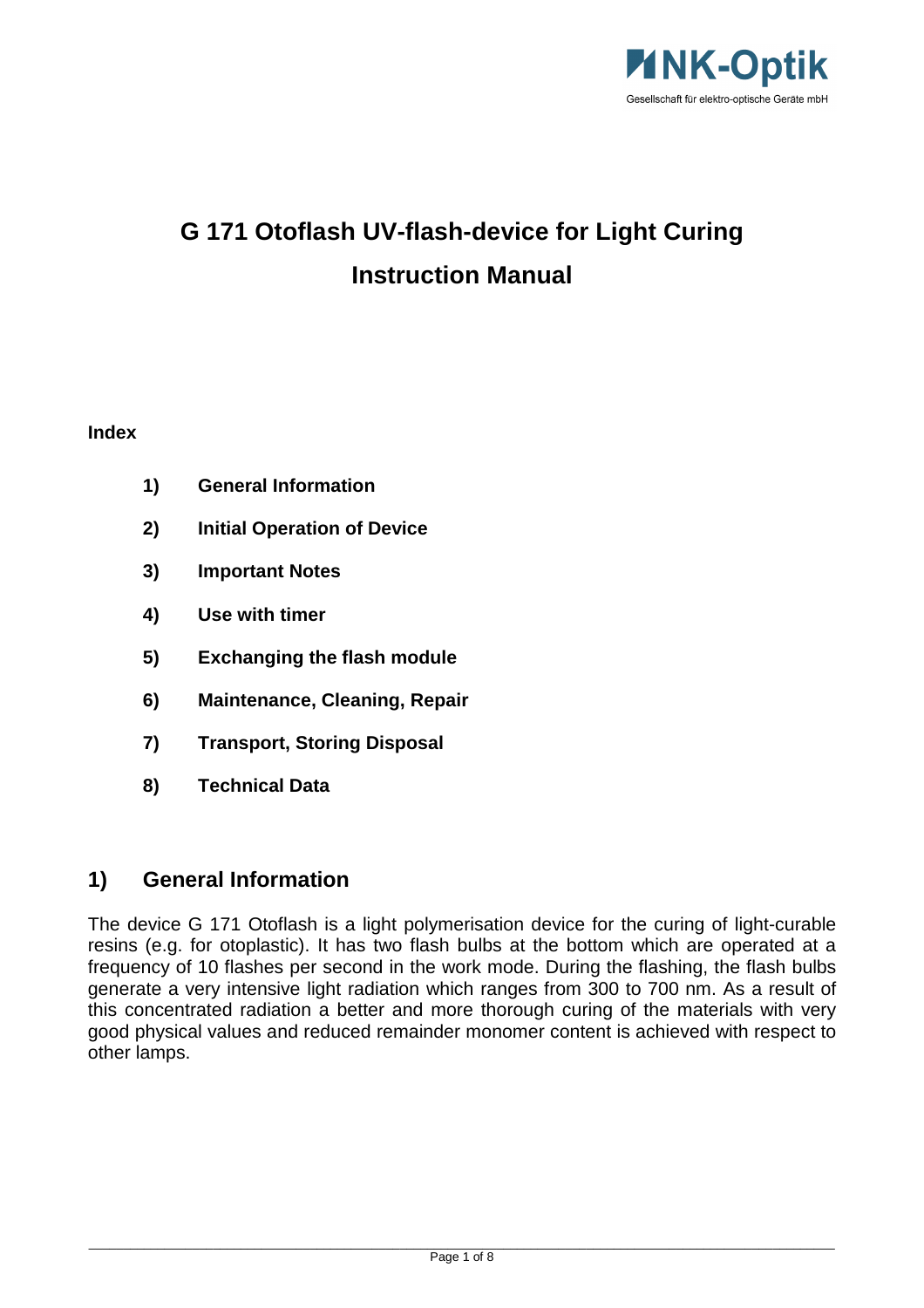NK-Optik

Gesellschaft für elektro-optische Geräte mbH

# G 171 Otoflash UV-flash-device for Light Curing

# Instruction Manual

**Index**

1) **General Information**
2) **Initial Operation of Device**
3) **Important Notes**
4) **Use with timer**
5) **Exchanging the flash module**
6) **Maintenance, Cleaning, Repair**
7) **Transport, Storing Disposal**
8) **Technical Data**

## 1) General Information

The device G 171 Otoflash is a light polymerisation device for the curing of light-curable resins (e.g. for otoplastic). It has two flash bulbs at the bottom which are operated at a frequency of 10 flashes per second in the work mode. During the flashing, the flash bulbs generate a very intensive light radiation which ranges from 300 to 700 nm. As a result of this concentrated radiation a better and more thorough curing of the materials with very good physical values and reduced remainder monomer content is achieved with respect to other lamps.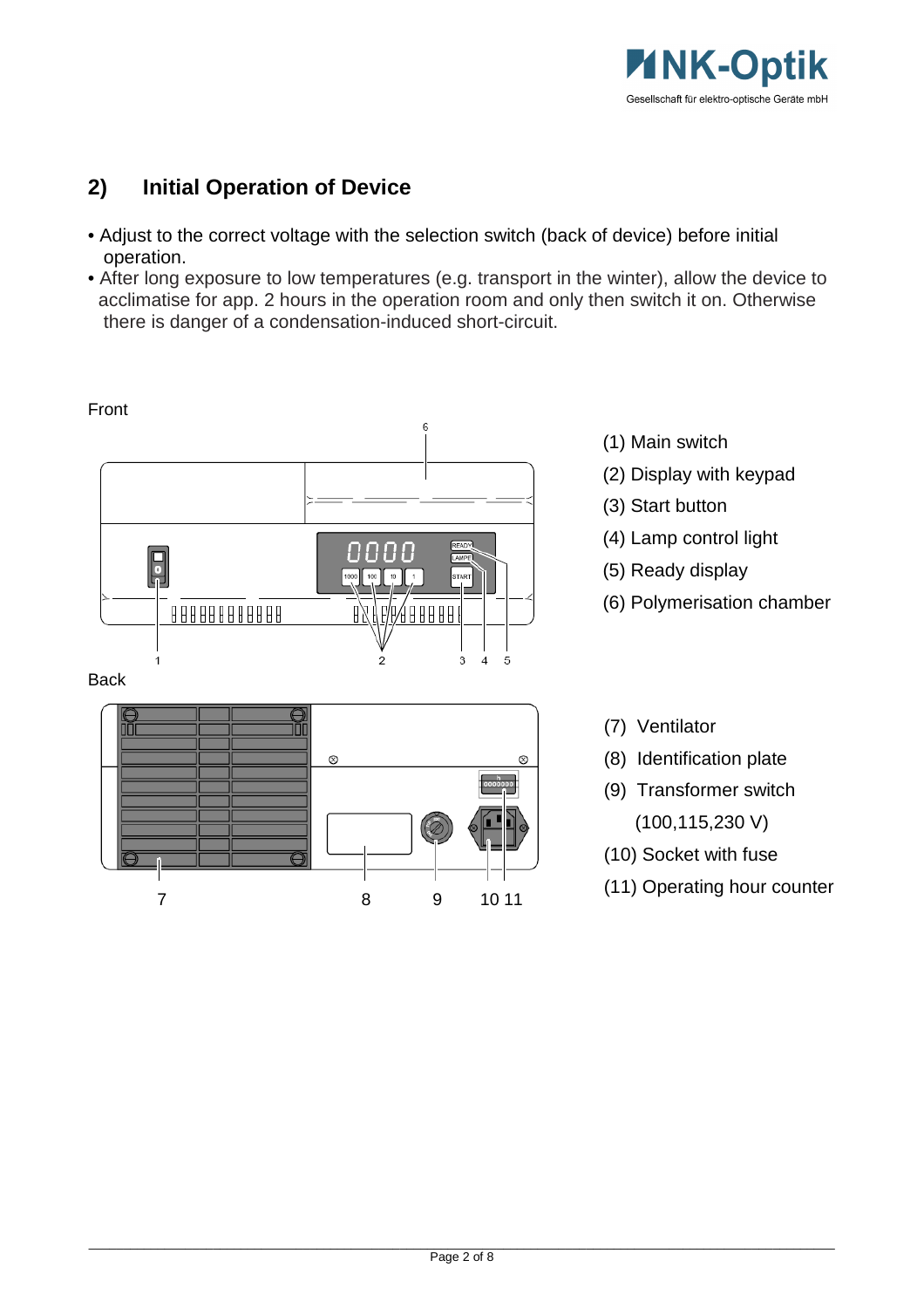## 2) Initial Operation of Device

- Adjust to the correct voltage with the selection switch (back of device) before initial operation.
- After long exposure to low temperatures (e.g. transport in the winter), allow the device to acclimatise for app. 2 hours in the operation room and only then switch it on. Otherwise there is danger of a condensation-induced short-circuit.

Front

(1) Main switch
(2) Display with keypad
(3) Start button
(4) Lamp control light
(5) Ready display
(6) Polymerisation chamber

Back

(7) Ventilator
(8) Identification plate
(9) Transformer switch
(100,115,230 V)
(10) Socket with fuse
(11) Operating hour counter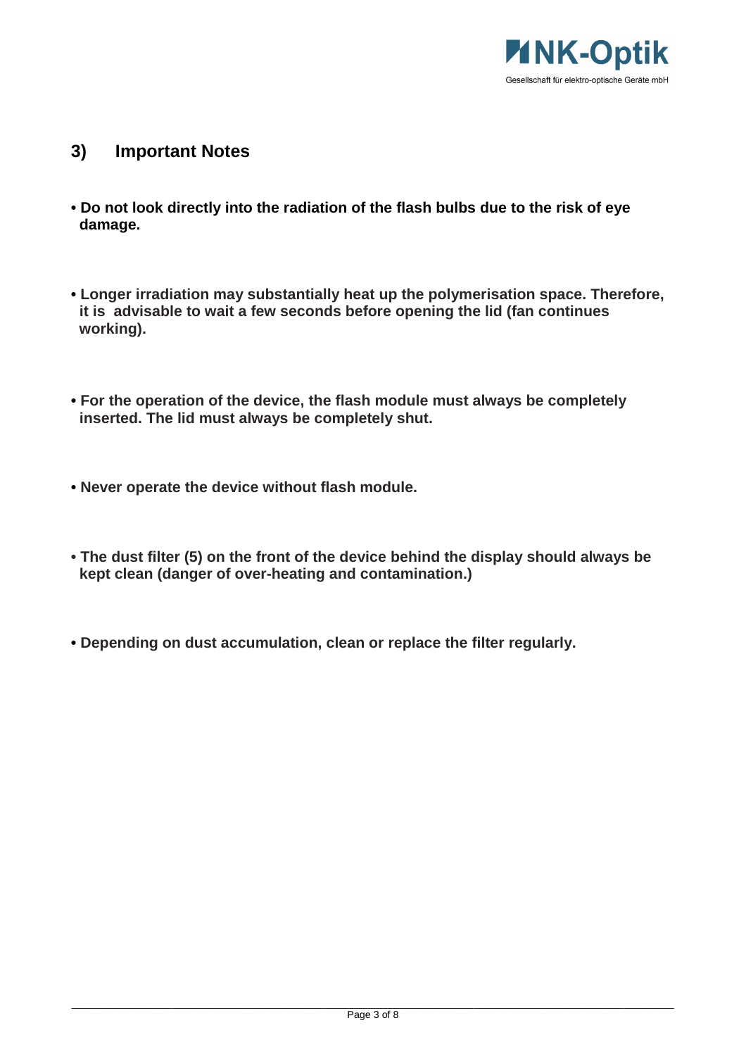## 3) Important Notes

- **Do not look directly into the radiation of the flash bulbs due to the risk of eye damage.**

- **Longer irradiation may substantially heat up the polymerisation space. Therefore, it is advisable to wait a few seconds before opening the lid (fan continues working).**

- **For the operation of the device, the flash module must always be completely inserted. The lid must always be completely shut.**

- **Never operate the device without flash module.**

- **The dust filter (5) on the front of the device behind the display should always be kept clean (danger of over-heating and contamination.)**

- **Depending on dust accumulation, clean or replace the filter regularly.**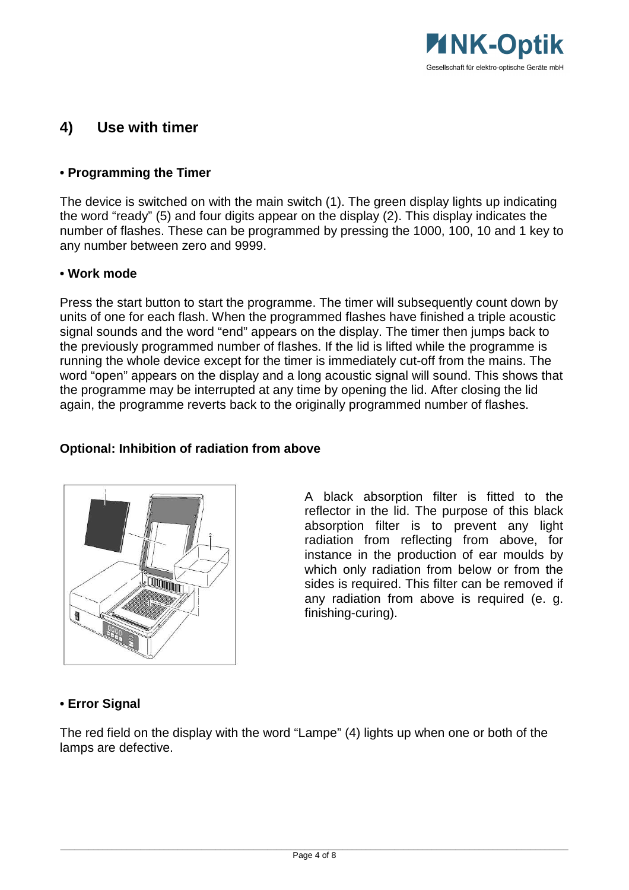## 4) Use with timer

**• Programming the Timer**

The device is switched on with the main switch (1). The green display lights up indicating the word "ready" (5) and four digits appear on the display (2). This display indicates the number of flashes. These can be programmed by pressing the 1000, 100, 10 and 1 key to any number between zero and 9999.

**• Work mode**

Press the start button to start the programme. The timer will subsequently count down by units of one for each flash. When the programmed flashes have finished a triple acoustic signal sounds and the word "end" appears on the display. The timer then jumps back to the previously programmed number of flashes. If the lid is lifted while the programme is running the whole device except for the timer is immediately cut-off from the mains. The word "open" appears on the display and a long acoustic signal will sound. This shows that the programme may be interrupted at any time by opening the lid. After closing the lid again, the programme reverts back to the originally programmed number of flashes.

**Optional: Inhibition of radiation from above**

A black absorption filter is fitted to the reflector in the lid. The purpose of this black absorption filter is to prevent any light radiation from reflecting from above, for instance in the production of ear moulds by which only radiation from below or from the sides is required. This filter can be removed if any radiation from above is required (e. g. finishing-curing).

**• Error Signal**

The red field on the display with the word "Lampe" (4) lights up when one or both of the lamps are defective.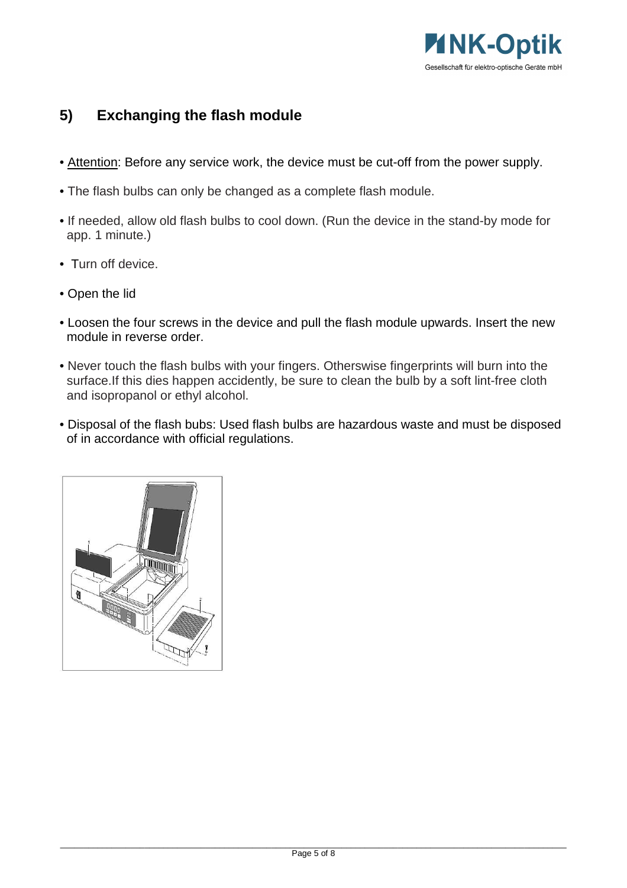## 5) Exchanging the flash module

- Attention: Before any service work, the device must be cut-off from the power supply.
- The flash bulbs can only be changed as a complete flash module.
- If needed, allow old flash bulbs to cool down. (Run the device in the stand-by mode for app. 1 minute.)
- Turn off device.
- Open the lid
- Loosen the four screws in the device and pull the flash module upwards. Insert the new module in reverse order.
- Never touch the flash bulbs with your fingers. Otherswise fingerprints will burn into the surface.If this dies happen accidently, be sure to clean the bulb by a soft lint-free cloth and isopropanol or ethyl alcohol.
- Disposal of the flash bubs: Used flash bulbs are hazardous waste and must be disposed of in accordance with official regulations.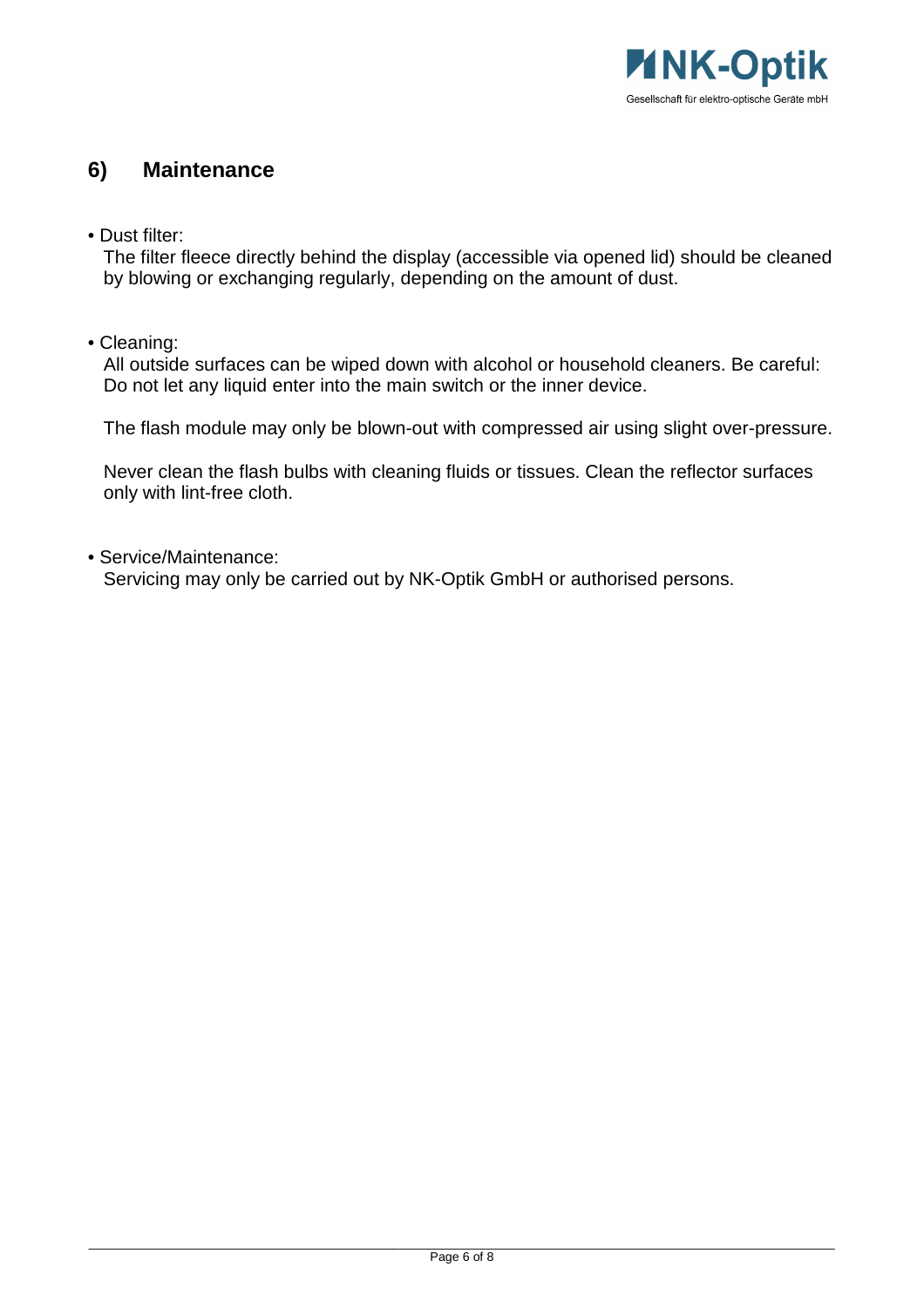## 6) Maintenance

- Dust filter:
  The filter fleece directly behind the display (accessible via opened lid) should be cleaned by blowing or exchanging regularly, depending on the amount of dust.

- Cleaning:
  All outside surfaces can be wiped down with alcohol or household cleaners. Be careful: Do not let any liquid enter into the main switch or the inner device.

  The flash module may only be blown-out with compressed air using slight over-pressure.

  Never clean the flash bulbs with cleaning fluids or tissues. Clean the reflector surfaces only with lint-free cloth.

- Service/Maintenance:
  Servicing may only be carried out by NK-Optik GmbH or authorised persons.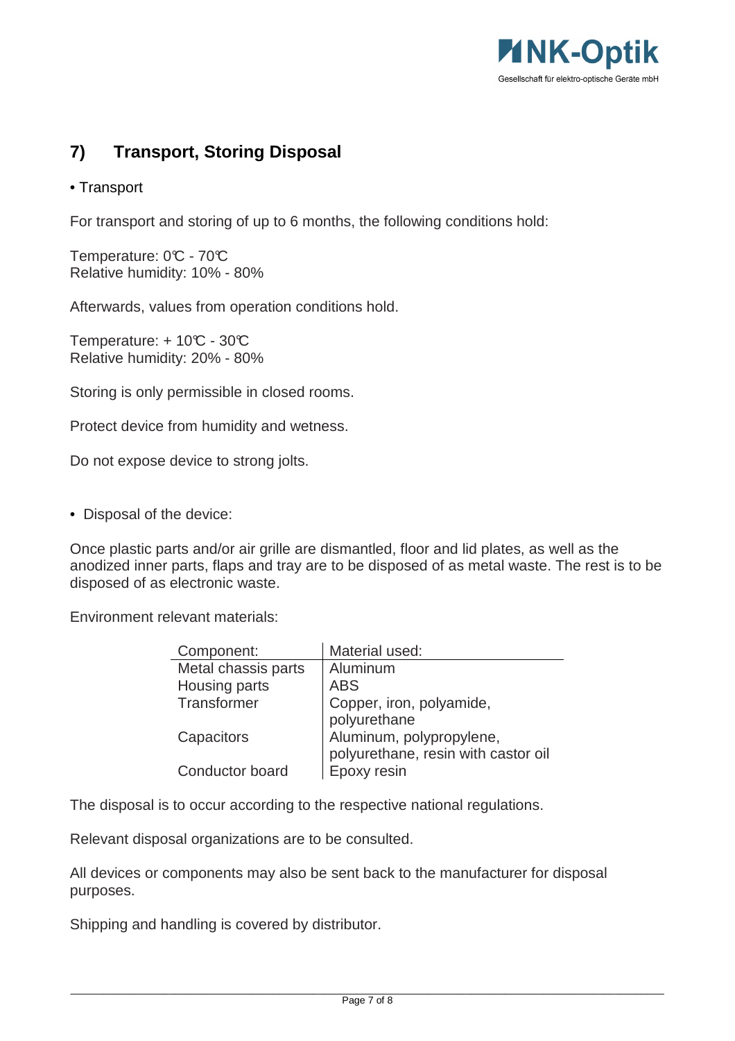## 7) Transport, Storing Disposal

- Transport

For transport and storing of up to 6 months, the following conditions hold:

Temperature: 0℃ - 70℃
Relative humidity: 10% - 80%

Afterwards, values from operation conditions hold.

Temperature: + 10℃ - 30℃
Relative humidity: 20% - 80%

Storing is only permissible in closed rooms.

Protect device from humidity and wetness.

Do not expose device to strong jolts.

- Disposal of the device:

Once plastic parts and/or air grille are dismantled, floor and lid plates, as well as the anodized inner parts, flaps and tray are to be disposed of as metal waste. The rest is to be disposed of as electronic waste.

Environment relevant materials:

| Component: | Material used: |
|---|---|
| Metal chassis parts | Aluminum |
| Housing parts | ABS |
| Transformer | Copper, iron, polyamide, polyurethane |
| Capacitors | Aluminum, polypropylene, polyurethane, resin with castor oil |
| Conductor board | Epoxy resin |

The disposal is to occur according to the respective national regulations.

Relevant disposal organizations are to be consulted.

All devices or components may also be sent back to the manufacturer for disposal purposes.

Shipping and handling is covered by distributor.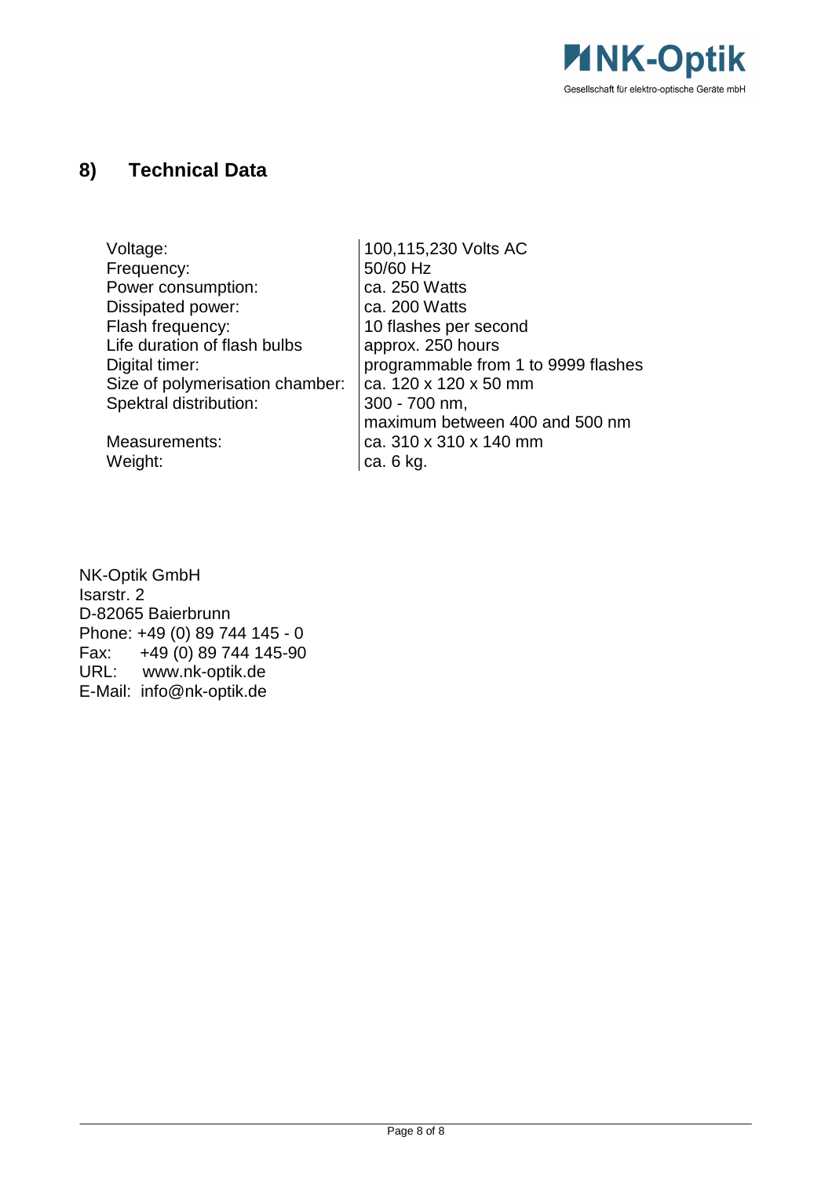## 8) Technical Data

| | |
|---|---|
| Voltage: | 100,115,230 Volts AC |
| Frequency: | 50/60 Hz |
| Power consumption: | ca. 250 Watts |
| Dissipated power: | ca. 200 Watts |
| Flash frequency: | 10 flashes per second |
| Life duration of flash bulbs | approx. 250 hours |
| Digital timer: | programmable from 1 to 9999 flashes |
| Size of polymerisation chamber: | ca. 120 x 120 x 50 mm |
| Spektral distribution: | 300 - 700 nm, maximum between 400 and 500 nm |
| Measurements: | ca. 310 x 310 x 140 mm |
| Weight: | ca. 6 kg. |

NK-Optik GmbH
Isarstr. 2
D-82065 Baierbrunn
Phone: +49 (0) 89 744 145 - 0
Fax: +49 (0) 89 744 145-90
URL: www.nk-optik.de
E-Mail: info@nk-optik.de